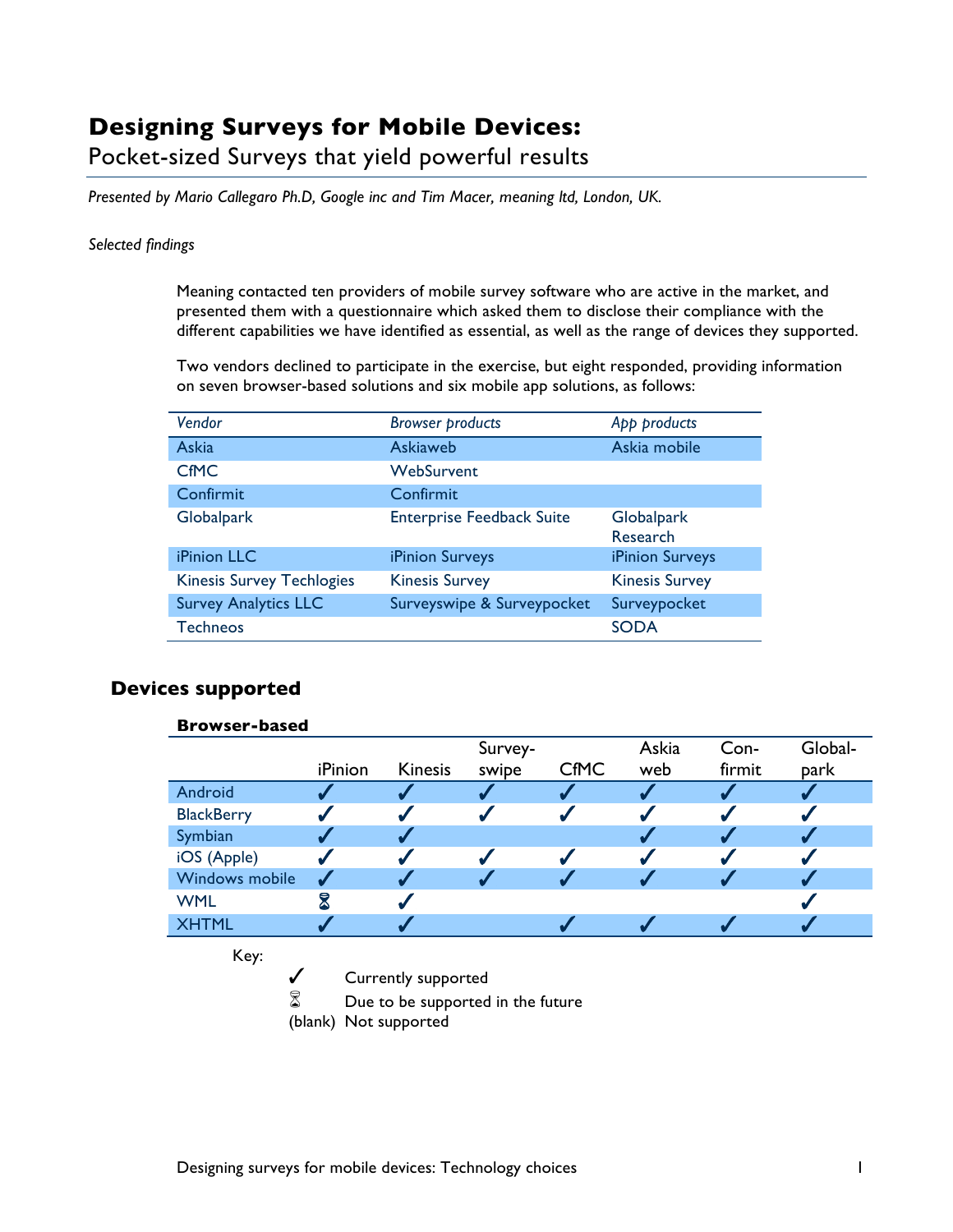# Designing Surveys for Mobile Devices:

Pocket-sized Surveys that yield powerful results

*Presented by Mario Callegaro Ph.D, Google inc and Tim Macer, meaning ltd, London, UK.*

*Selected findings*

Meaning contacted ten providers of mobile survey software who are active in the market, and presented them with a questionnaire which asked them to disclose their compliance with the different capabilities we have identified as essential, as well as the range of devices they supported.

Two vendors declined to participate in the exercise, but eight responded, providing information on seven browser-based solutions and six mobile app solutions, as follows:

| *Vendor* | *Browser products* | *App products* |
|---|---|---|
| Askia | Askiaweb | Askia mobile |
| CfMC | WebSurvent | |
| Confirmit | Confirmit | |
| Globalpark | Enterprise Feedback Suite | Globalpark Research |
| iPinion LLC | iPinion Surveys | iPinion Surveys |
| Kinesis Survey Techlogies | Kinesis Survey | Kinesis Survey |
| Survey Analytics LLC | Surveyswipe & Surveypocket | Surveypocket |
| Techneos | | SODA |

## Devices supported

**Browser-based**

| | iPinion | Kinesis | Survey-swipe | CfMC | Askia web | Con-firmit | Global-park |
|---|---|---|---|---|---|---|---|
| Android | ✓ | ✓ | ✓ | ✓ | ✓ | ✓ | ✓ |
| BlackBerry | ✓ | ✓ | ✓ | ✓ | ✓ | ✓ | ✓ |
| Symbian | ✓ | ✓ | | | ✓ | ✓ | ✓ |
| iOS (Apple) | ✓ | ✓ | ✓ | ✓ | ✓ | ✓ | ✓ |
| Windows mobile | ✓ | ✓ | ✓ | ✓ | ✓ | ✓ | ✓ |
| WML | ⌛ | ✓ | | | | | ✓ |
| XHTML | ✓ | ✓ | | ✓ | ✓ | ✓ | ✓ |

Key:

- ✓ Currently supported
- ⌛ Due to be supported in the future
- (blank) Not supported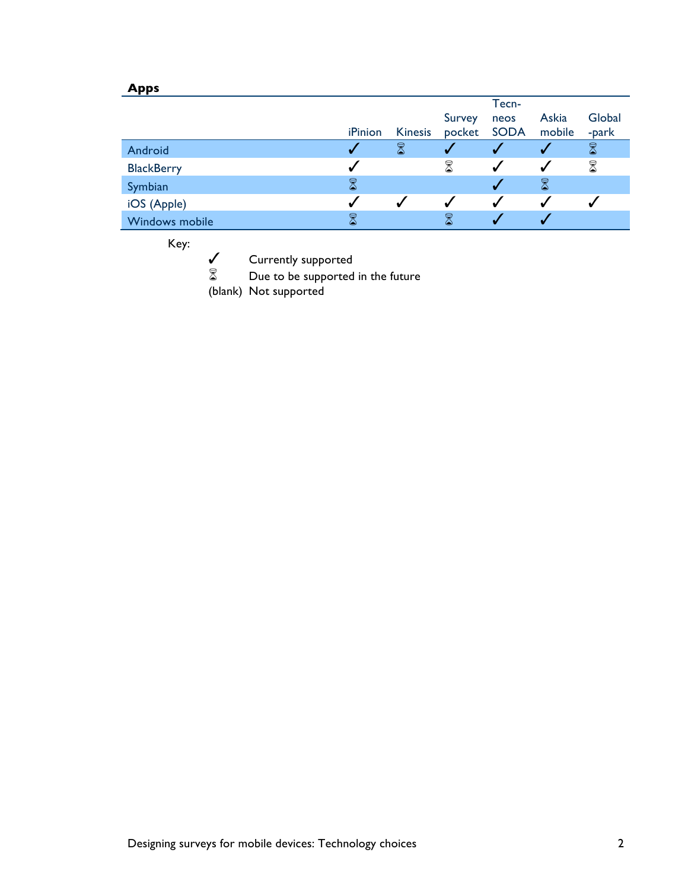**Apps**

| | iPinion | Kinesis | Survey pocket | Tecn-neos SODA | Askia mobile | Global-park |
|---|---|---|---|---|---|---|
| Android | ✓ | ⌛ | ✓ | ✓ | ✓ | ⌛ |
| BlackBerry | ✓ | | ⌛ | ✓ | ✓ | ⌛ |
| Symbian | ⌛ | | | ✓ | ⌛ | |
| iOS (Apple) | ✓ | ✓ | ✓ | ✓ | ✓ | ✓ |
| Windows mobile | ⌛ | | ⌛ | ✓ | ✓ | |

Key:

✓ Currently supported

⌛ Due to be supported in the future

(blank) Not supported